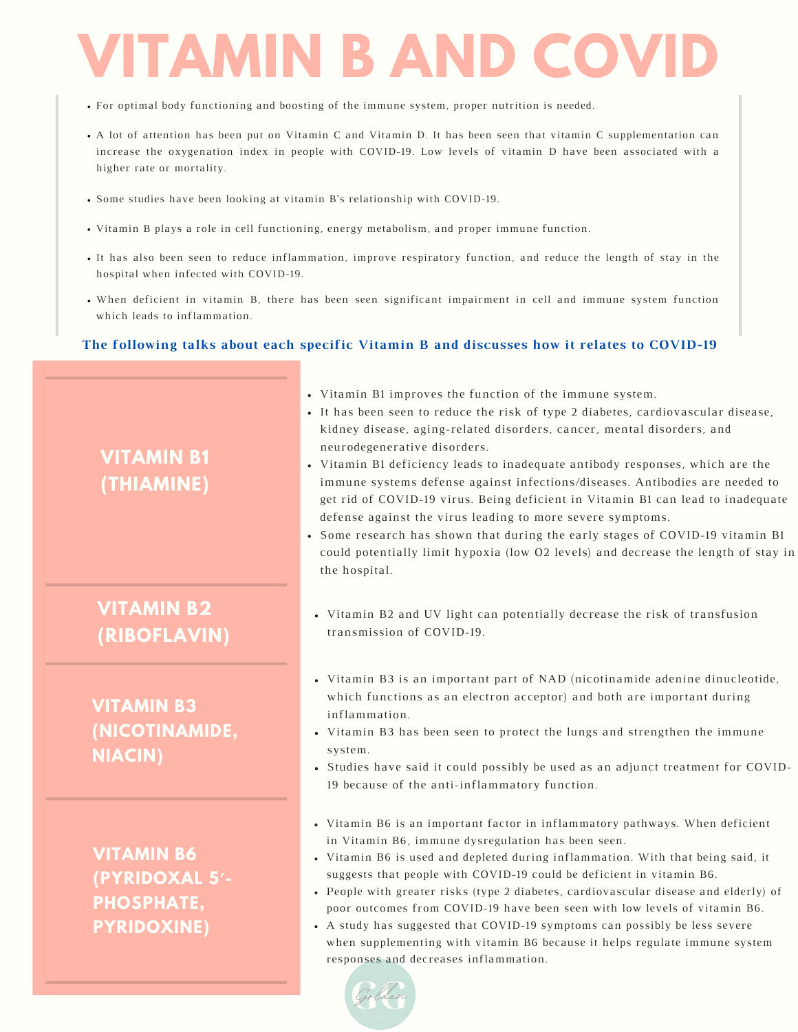# VITAMIN B AND COVID

- For optimal body functioning and boosting of the immune system, proper nutrition is needed.
- A lot of attention has been put on Vitamin C and Vitamin D. It has been seen that vitamin C supplementation can increase the oxygenation index in people with COVID-19. Low levels of vitamin D have been associated with a higher rate or mortality.
- Some studies have been looking at vitamin B's relationship with COVID-19.
- Vitamin B plays a role in cell functioning, energy metabolism, and proper immune function.
- It has also been seen to reduce inflammation, improve respiratory function, and reduce the length of stay in the hospital when infected with COVID-19.
- When deficient in vitamin B, there has been seen significant impairment in cell and immune system function which leads to inflammation.

**The following talks about each specific Vitamin B and discusses how it relates to COVID-19**

## VITAMIN B1 (THIAMINE)

- Vitamin B1 improves the function of the immune system.
- It has been seen to reduce the risk of type 2 diabetes, cardiovascular disease, kidney disease, aging-related disorders, cancer, mental disorders, and neurodegenerative disorders.
- Vitamin B1 deficiency leads to inadequate antibody responses, which are the immune systems defense against infections/diseases. Antibodies are needed to get rid of COVID-19 virus. Being deficient in Vitamin B1 can lead to inadequate defense against the virus leading to more severe symptoms.
- Some research has shown that during the early stages of COVID-19 vitamin B1 could potentially limit hypoxia (low O2 levels) and decrease the length of stay in the hospital.

## VITAMIN B2 (RIBOFLAVIN)

- Vitamin B2 and UV light can potentially decrease the risk of transfusion transmission of COVID-19.

## VITAMIN B3 (NICOTINAMIDE, NIACIN)

- Vitamin B3 is an important part of NAD (nicotinamide adenine dinucleotide, which functions as an electron acceptor) and both are important during inflammation.
- Vitamin B3 has been seen to protect the lungs and strengthen the immune system.
- Studies have said it could possibly be used as an adjunct treatment for COVID-19 because of the anti-inflammatory function.

## VITAMIN B6 (PYRIDOXAL 5′-PHOSPHATE, PYRIDOXINE)

- Vitamin B6 is an important factor in inflammatory pathways. When deficient in Vitamin B6, immune dysregulation has been seen.
- Vitamin B6 is used and depleted during inflammation. With that being said, it suggests that people with COVID-19 could be deficient in vitamin B6.
- People with greater risks (type 2 diabetes, cardiovascular disease and elderly) of poor outcomes from COVID-19 have been seen with low levels of vitamin B6.
- A study has suggested that COVID-19 symptoms can possibly be less severe when supplementing with vitamin B6 because it helps regulate immune system responses and decreases inflammation.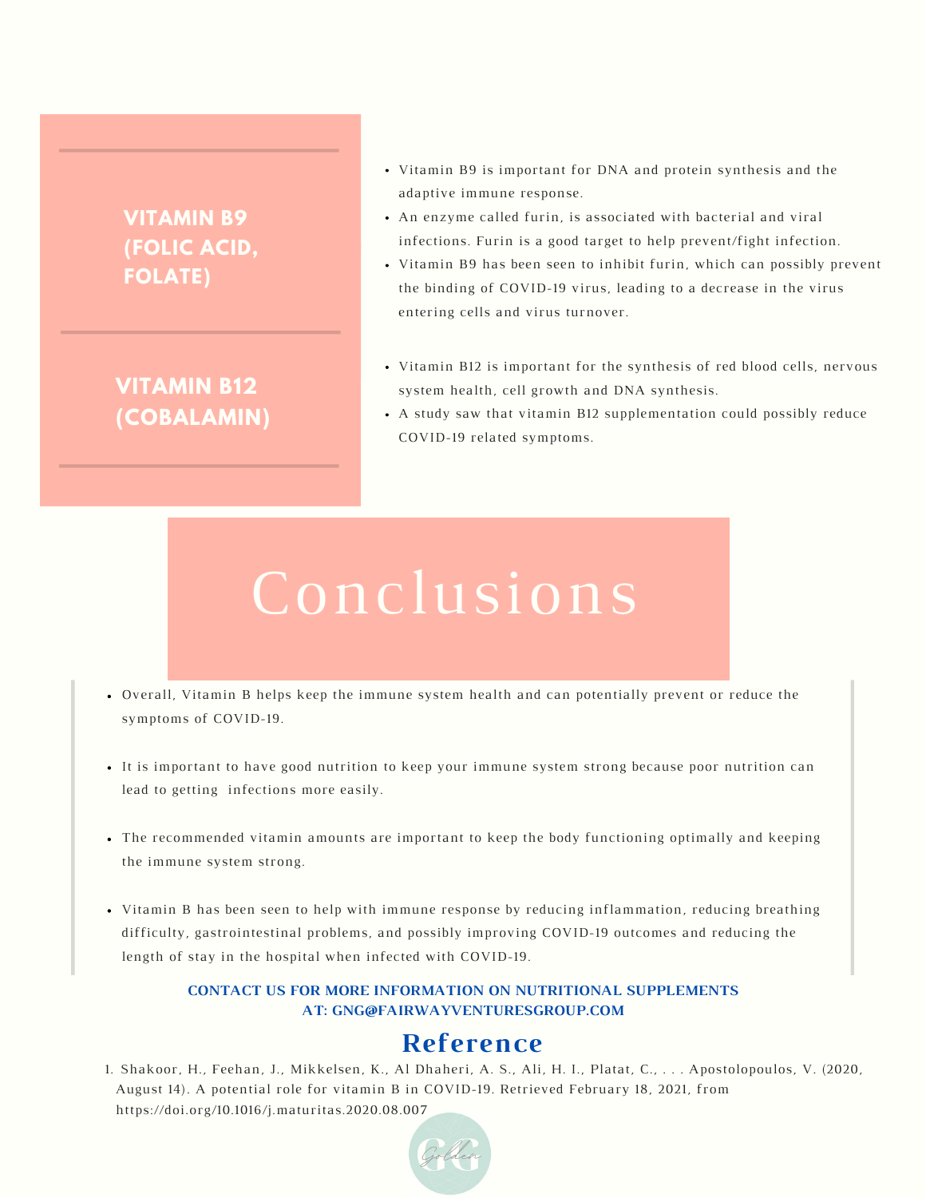### VITAMIN B9 (FOLIC ACID, FOLATE)

- Vitamin B9 is important for DNA and protein synthesis and the adaptive immune response.
- An enzyme called furin, is associated with bacterial and viral infections. Furin is a good target to help prevent/fight infection.
- Vitamin B9 has been seen to inhibit furin, which can possibly prevent the binding of COVID-19 virus, leading to a decrease in the virus entering cells and virus turnover.

### VITAMIN B12 (COBALAMIN)

- Vitamin B12 is important for the synthesis of red blood cells, nervous system health, cell growth and DNA synthesis.
- A study saw that vitamin B12 supplementation could possibly reduce COVID-19 related symptoms.

# Conclusions

- Overall, Vitamin B helps keep the immune system health and can potentially prevent or reduce the symptoms of COVID-19.
- It is important to have good nutrition to keep your immune system strong because poor nutrition can lead to getting infections more easily.
- The recommended vitamin amounts are important to keep the body functioning optimally and keeping the immune system strong.
- Vitamin B has been seen to help with immune response by reducing inflammation, reducing breathing difficulty, gastrointestinal problems, and possibly improving COVID-19 outcomes and reducing the length of stay in the hospital when infected with COVID-19.

**CONTACT US FOR MORE INFORMATION ON NUTRITIONAL SUPPLEMENTS AT: GNG@FAIRWAYVENTURESGROUP.COM**

## Reference

1. Shakoor, H., Feehan, J., Mikkelsen, K., Al Dhaheri, A. S., Ali, H. I., Platat, C., . . . Apostolopoulos, V. (2020, August 14). A potential role for vitamin B in COVID-19. Retrieved February 18, 2021, from https://doi.org/10.1016/j.maturitas.2020.08.007